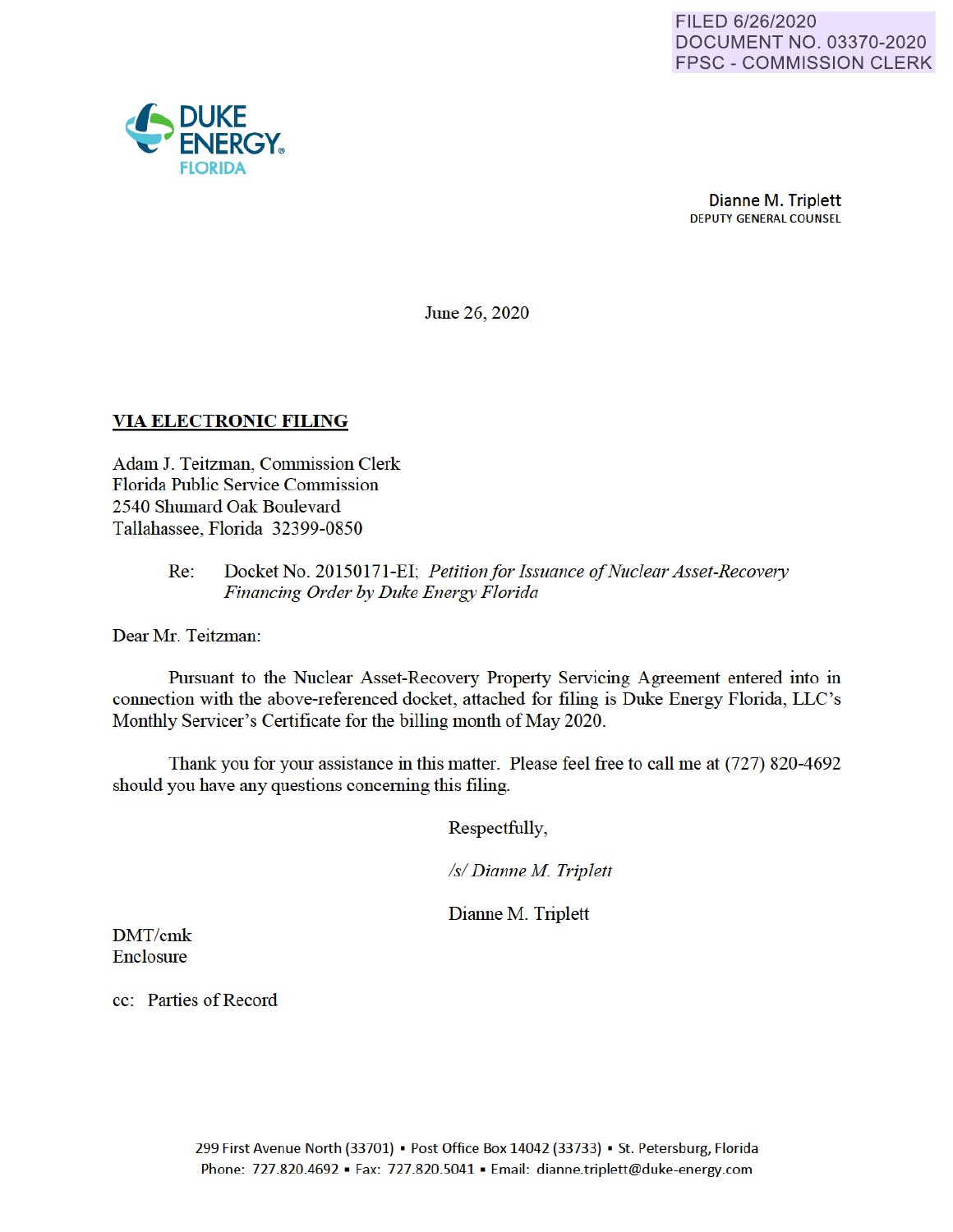FILED 6/26/2020
DOCUMENT NO. 03370-2020
FPSC - COMMISSION CLERK

DUKE ENERGY.
FLORIDA

**Dianne M. Triplett**
DEPUTY GENERAL COUNSEL

June 26, 2020

**VIA ELECTRONIC FILING**

Adam J. Teitzman, Commission Clerk
Florida Public Service Commission
2540 Shumard Oak Boulevard
Tallahassee, Florida 32399-0850

Re: Docket No. 20150171-EI; *Petition for Issuance of Nuclear Asset-Recovery Financing Order by Duke Energy Florida*

Dear Mr. Teitzman:

Pursuant to the Nuclear Asset-Recovery Property Servicing Agreement entered into in connection with the above-referenced docket, attached for filing is Duke Energy Florida, LLC's Monthly Servicer's Certificate for the billing month of May 2020.

Thank you for your assistance in this matter. Please feel free to call me at (727) 820-4692 should you have any questions concerning this filing.

Respectfully,

*/s/ Dianne M. Triplett*

Dianne M. Triplett

DMT/cmk
Enclosure

cc: Parties of Record

299 First Avenue North (33701) ▪ Post Office Box 14042 (33733) ▪ St. Petersburg, Florida
Phone: 727.820.4692 ▪ Fax: 727.820.5041 ▪ Email: dianne.triplett@duke-energy.com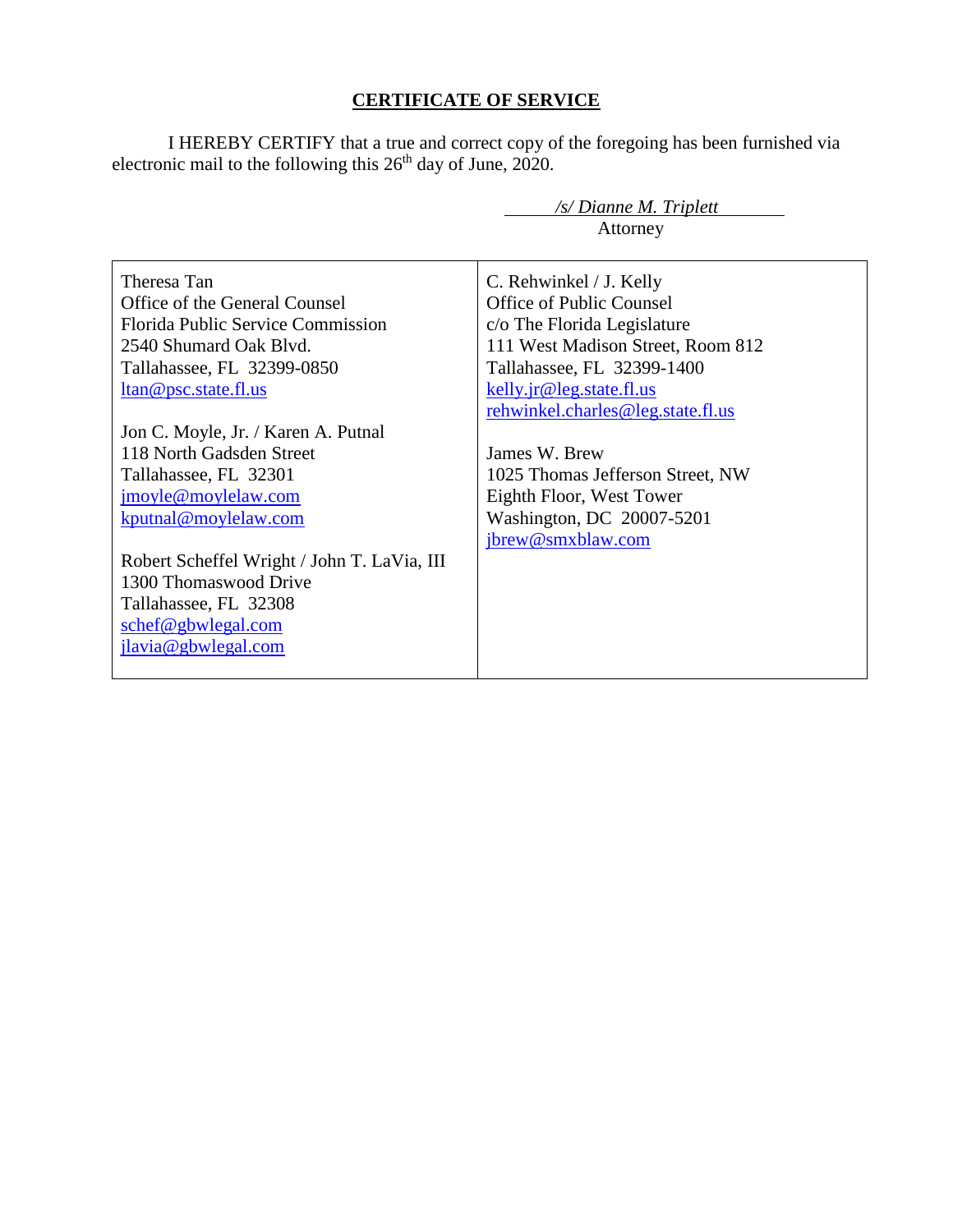## CERTIFICATE OF SERVICE

I HEREBY CERTIFY that a true and correct copy of the foregoing has been furnished via electronic mail to the following this 26th day of June, 2020.

*/s/ Dianne M. Triplett*
Attorney

| | |
|---|---|
| Theresa Tan<br>Office of the General Counsel<br>Florida Public Service Commission<br>2540 Shumard Oak Blvd.<br>Tallahassee, FL 32399-0850<br>ltan@psc.state.fl.us<br><br>Jon C. Moyle, Jr. / Karen A. Putnal<br>118 North Gadsden Street<br>Tallahassee, FL 32301<br>jmoyle@moylelaw.com<br>kputnal@moylelaw.com<br><br>Robert Scheffel Wright / John T. LaVia, III<br>1300 Thomaswood Drive<br>Tallahassee, FL 32308<br>schef@gbwlegal.com<br>jlavia@gbwlegal.com | C. Rehwinkel / J. Kelly<br>Office of Public Counsel<br>c/o The Florida Legislature<br>111 West Madison Street, Room 812<br>Tallahassee, FL 32399-1400<br>kelly.jr@leg.state.fl.us<br>rehwinkel.charles@leg.state.fl.us<br><br>James W. Brew<br>1025 Thomas Jefferson Street, NW<br>Eighth Floor, West Tower<br>Washington, DC 20007-5201<br>jbrew@smxblaw.com |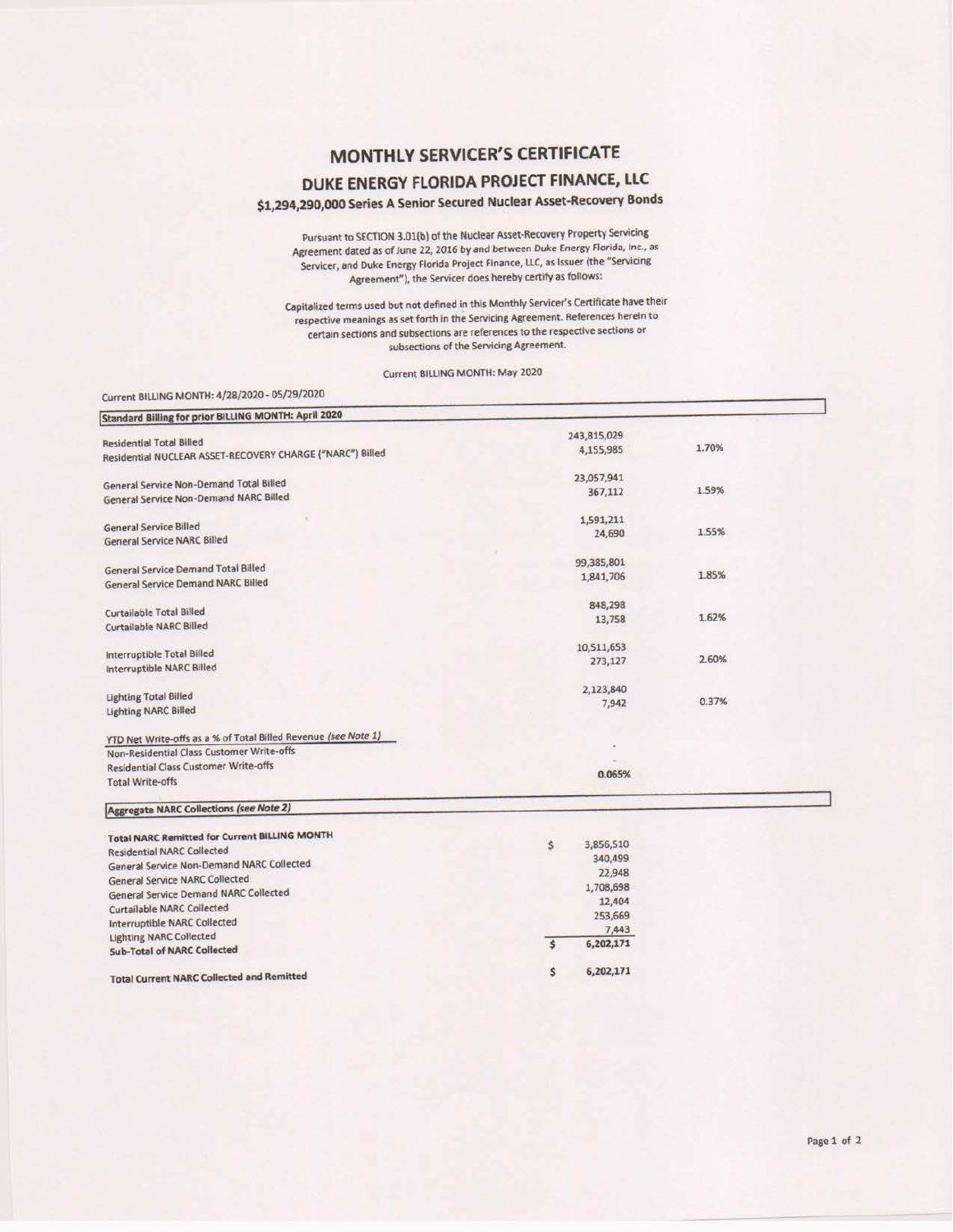# MONTHLY SERVICER'S CERTIFICATE

## DUKE ENERGY FLORIDA PROJECT FINANCE, LLC

### $1,294,290,000 Series A Senior Secured Nuclear Asset-Recovery Bonds

Pursuant to SECTION 3.01(b) of the Nuclear Asset-Recovery Property Servicing Agreement dated as of June 22, 2016 by and between Duke Energy Florida, Inc., as Servicer, and Duke Energy Florida Project Finance, LLC, as Issuer (the "Servicing Agreement"), the Servicer does hereby certify as follows:

Capitalized terms used but not defined in this Monthly Servicer's Certificate have their respective meanings as set forth in the Servicing Agreement. References herein to certain sections and subsections are references to the respective sections or subsections of the Servicing Agreement.

Current BILLING MONTH: May 2020

Current BILLING MONTH: 4/28/2020 - 05/29/2020

| Standard Billing for prior BILLING MONTH: April 2020 | | |
|---|---|---|
| Residential Total Billed | 243,815,029 | |
| Residential NUCLEAR ASSET-RECOVERY CHARGE ("NARC") Billed | 4,155,985 | 1.70% |
| General Service Non-Demand Total Billed | 23,057,941 | |
| General Service Non-Demand NARC Billed | 367,112 | 1.59% |
| General Service Billed | 1,591,211 | |
| General Service NARC Billed | 24,690 | 1.55% |
| General Service Demand Total Billed | 99,385,801 | |
| General Service Demand NARC Billed | 1,841,706 | 1.85% |
| Curtailable Total Billed | 848,298 | |
| Curtailable NARC Billed | 13,758 | 1.62% |
| Interruptible Total Billed | 10,511,653 | |
| Interruptible NARC Billed | 273,127 | 2.60% |
| Lighting Total Billed | 2,123,840 | |
| Lighting NARC Billed | 7,942 | 0.37% |
| *YTD Net Write-offs as a % of Total Billed Revenue (see Note 1)* | | |
| Non-Residential Class Customer Write-offs | - | |
| Residential Class Customer Write-offs | - | |
| Total Write-offs | 0.065% | |

| *Aggregate NARC Collections (see Note 2)* | |
|---|---|
| **Total NARC Remitted for Current BILLING MONTH** | |
| Residential NARC Collected | $ 3,856,510 |
| General Service Non-Demand NARC Collected | 340,499 |
| General Service NARC Collected | 22,948 |
| General Service Demand NARC Collected | 1,708,698 |
| Curtailable NARC Collected | 12,404 |
| Interruptible NARC Collected | 253,669 |
| Lighting NARC Collected | 7,443 |
| **Sub-Total of NARC Collected** | $ 6,202,171 |
| **Total Current NARC Collected and Remitted** | $ 6,202,171 |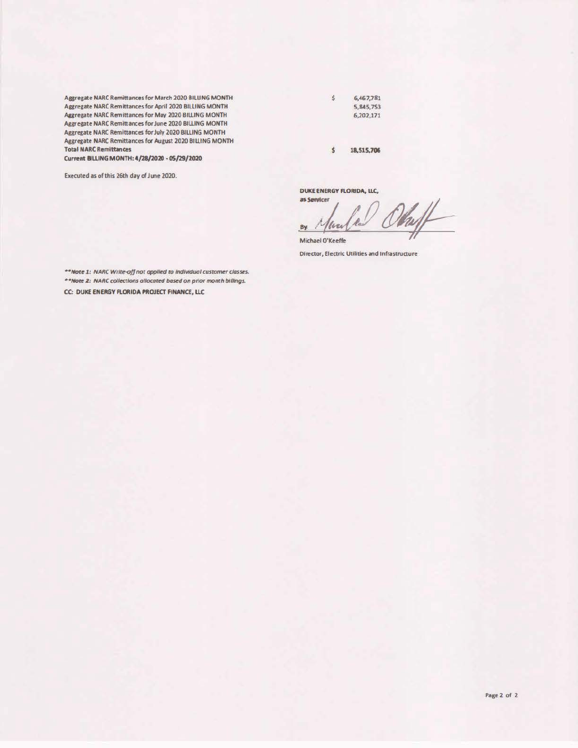| | | |
|---|---|---|
| Aggregate NARC Remittances for March 2020 BILLING MONTH | $ | 6,467,781 |
| Aggregate NARC Remittances for April 2020 BILLING MONTH | | 5,845,753 |
| Aggregate NARC Remittances for May 2020 BILLING MONTH | | 6,202,171 |
| Aggregate NARC Remittances for June 2020 BILLING MONTH | | |
| Aggregate NARC Remittances for July 2020 BILLING MONTH | | |
| Aggregate NARC Remittances for August 2020 BILLING MONTH | | |
| **Total NARC Remittances** | **$** | **18,515,706** |
| **Current BILLING MONTH: 4/28/2020 - 05/29/2020** | | |

Executed as of this 26th day of June 2020.

**DUKE ENERGY FLORIDA, LLC,**
**as Servicer**

By ______________________

Michael O'Keeffe

Director, Electric Utilities and Infrastructure

*\*\*Note 1: NARC Write-off not applied to individual customer classes.*

*\*\*Note 2: NARC collections allocated based on prior month billings.*

**CC: DUKE ENERGY FLORIDA PROJECT FINANCE, LLC**